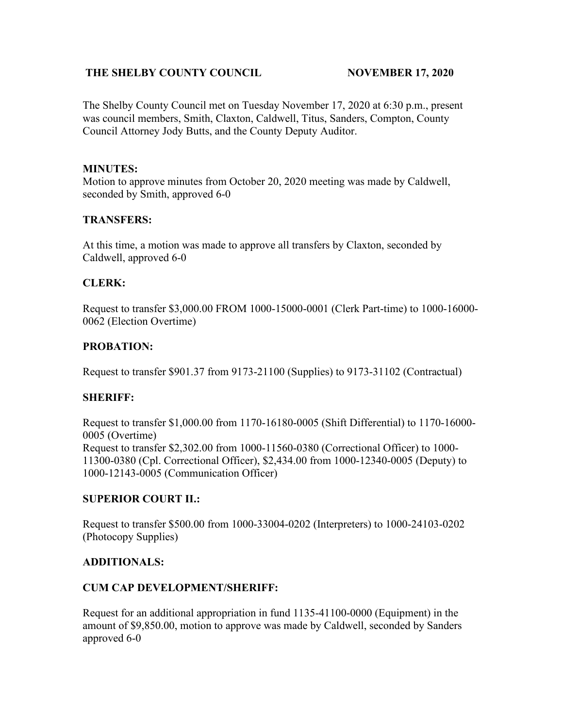**THE SHELBY COUNTY COUNCIL NOVEMBER 17, 2020**

The Shelby County Council met on Tuesday November 17, 2020 at 6:30 p.m., present was council members, Smith, Claxton, Caldwell, Titus, Sanders, Compton, County Council Attorney Jody Butts, and the County Deputy Auditor.

**MINUTES:**

Motion to approve minutes from October 20, 2020 meeting was made by Caldwell, seconded by Smith, approved 6-0

**TRANSFERS:**

At this time, a motion was made to approve all transfers by Claxton, seconded by Caldwell, approved 6-0

**CLERK:**

Request to transfer $3,000.00 FROM 1000-15000-0001 (Clerk Part-time) to 1000-16000-0062 (Election Overtime)

**PROBATION:**

Request to transfer $901.37 from 9173-21100 (Supplies) to 9173-31102 (Contractual)

**SHERIFF:**

Request to transfer $1,000.00 from 1170-16180-0005 (Shift Differential) to 1170-16000-0005 (Overtime)
Request to transfer $2,302.00 from 1000-11560-0380 (Correctional Officer) to 1000-11300-0380 (Cpl. Correctional Officer), $2,434.00 from 1000-12340-0005 (Deputy) to 1000-12143-0005 (Communication Officer)

**SUPERIOR COURT II.:**

Request to transfer $500.00 from 1000-33004-0202 (Interpreters) to 1000-24103-0202 (Photocopy Supplies)

**ADDITIONALS:**

**CUM CAP DEVELOPMENT/SHERIFF:**

Request for an additional appropriation in fund 1135-41100-0000 (Equipment) in the amount of $9,850.00, motion to approve was made by Caldwell, seconded by Sanders approved 6-0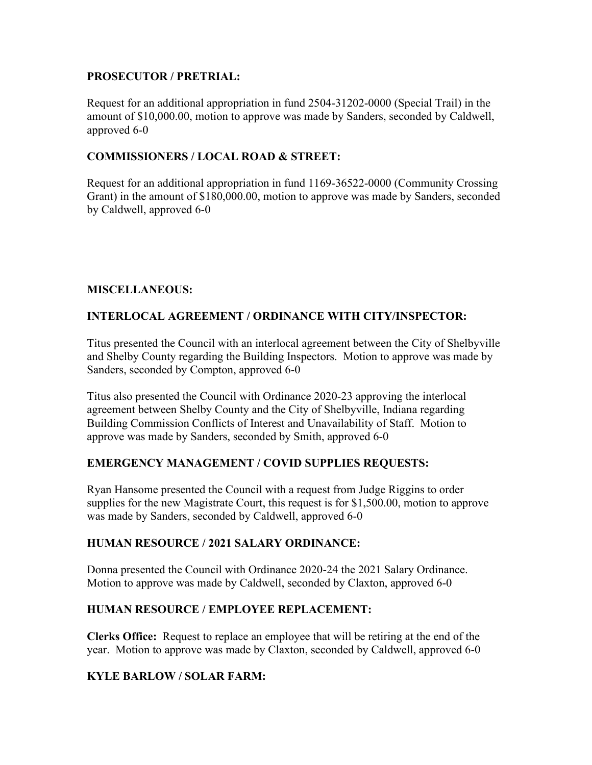**PROSECUTOR / PRETRIAL:**

Request for an additional appropriation in fund 2504-31202-0000 (Special Trail) in the amount of $10,000.00, motion to approve was made by Sanders, seconded by Caldwell, approved 6-0

**COMMISSIONERS / LOCAL ROAD & STREET:**

Request for an additional appropriation in fund 1169-36522-0000 (Community Crossing Grant) in the amount of $180,000.00, motion to approve was made by Sanders, seconded by Caldwell, approved 6-0

**MISCELLANEOUS:**

**INTERLOCAL AGREEMENT / ORDINANCE WITH CITY/INSPECTOR:**

Titus presented the Council with an interlocal agreement between the City of Shelbyville and Shelby County regarding the Building Inspectors. Motion to approve was made by Sanders, seconded by Compton, approved 6-0

Titus also presented the Council with Ordinance 2020-23 approving the interlocal agreement between Shelby County and the City of Shelbyville, Indiana regarding Building Commission Conflicts of Interest and Unavailability of Staff. Motion to approve was made by Sanders, seconded by Smith, approved 6-0

**EMERGENCY MANAGEMENT / COVID SUPPLIES REQUESTS:**

Ryan Hansome presented the Council with a request from Judge Riggins to order supplies for the new Magistrate Court, this request is for $1,500.00, motion to approve was made by Sanders, seconded by Caldwell, approved 6-0

**HUMAN RESOURCE / 2021 SALARY ORDINANCE:**

Donna presented the Council with Ordinance 2020-24 the 2021 Salary Ordinance. Motion to approve was made by Caldwell, seconded by Claxton, approved 6-0

**HUMAN RESOURCE / EMPLOYEE REPLACEMENT:**

**Clerks Office:** Request to replace an employee that will be retiring at the end of the year. Motion to approve was made by Claxton, seconded by Caldwell, approved 6-0

**KYLE BARLOW / SOLAR FARM:**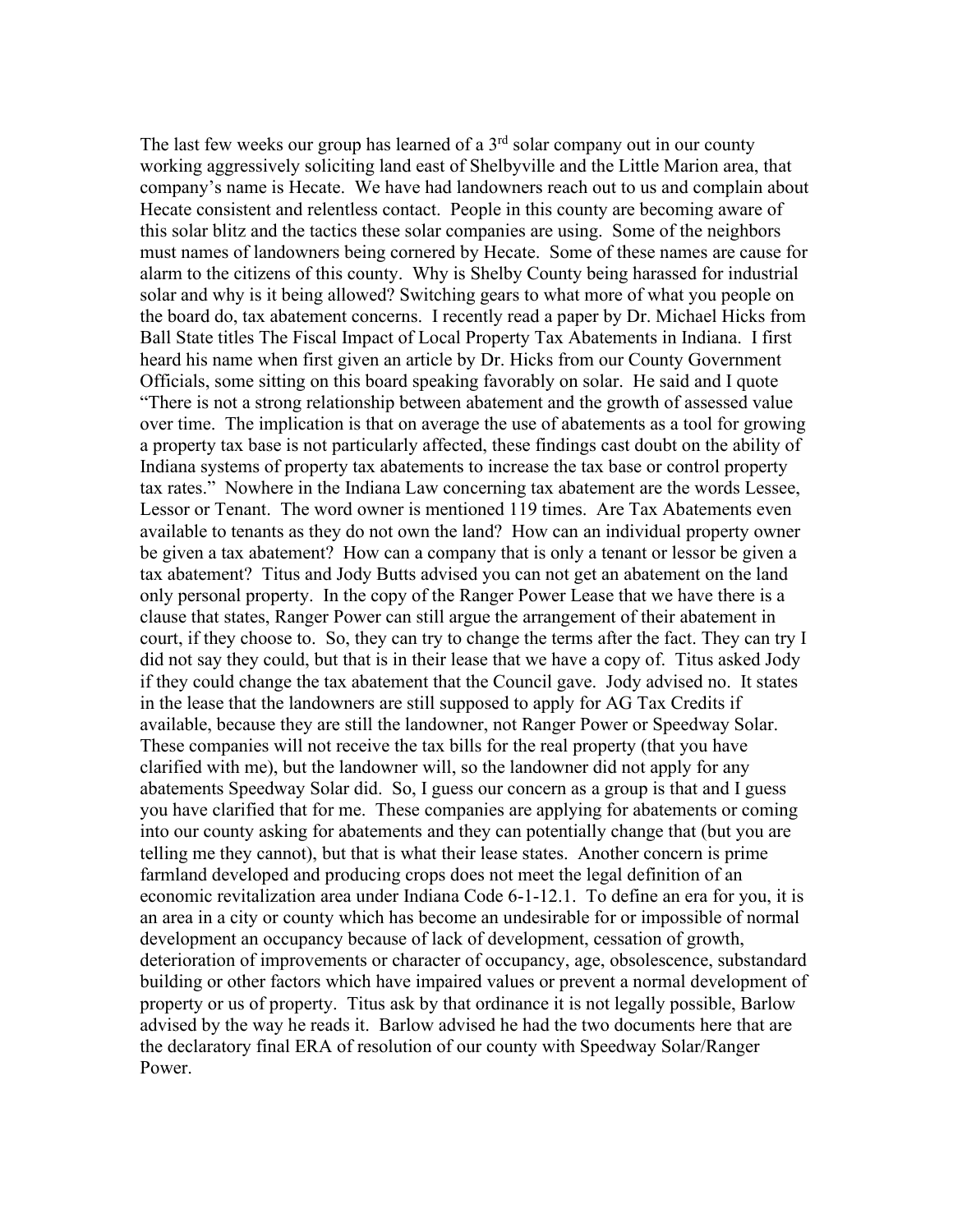The last few weeks our group has learned of a 3rd solar company out in our county working aggressively soliciting land east of Shelbyville and the Little Marion area, that company's name is Hecate. We have had landowners reach out to us and complain about Hecate consistent and relentless contact. People in this county are becoming aware of this solar blitz and the tactics these solar companies are using. Some of the neighbors must names of landowners being cornered by Hecate. Some of these names are cause for alarm to the citizens of this county. Why is Shelby County being harassed for industrial solar and why is it being allowed? Switching gears to what more of what you people on the board do, tax abatement concerns. I recently read a paper by Dr. Michael Hicks from Ball State titles The Fiscal Impact of Local Property Tax Abatements in Indiana. I first heard his name when first given an article by Dr. Hicks from our County Government Officials, some sitting on this board speaking favorably on solar. He said and I quote "There is not a strong relationship between abatement and the growth of assessed value over time. The implication is that on average the use of abatements as a tool for growing a property tax base is not particularly affected, these findings cast doubt on the ability of Indiana systems of property tax abatements to increase the tax base or control property tax rates." Nowhere in the Indiana Law concerning tax abatement are the words Lessee, Lessor or Tenant. The word owner is mentioned 119 times. Are Tax Abatements even available to tenants as they do not own the land? How can an individual property owner be given a tax abatement? How can a company that is only a tenant or lessor be given a tax abatement? Titus and Jody Butts advised you can not get an abatement on the land only personal property. In the copy of the Ranger Power Lease that we have there is a clause that states, Ranger Power can still argue the arrangement of their abatement in court, if they choose to. So, they can try to change the terms after the fact. They can try I did not say they could, but that is in their lease that we have a copy of. Titus asked Jody if they could change the tax abatement that the Council gave. Jody advised no. It states in the lease that the landowners are still supposed to apply for AG Tax Credits if available, because they are still the landowner, not Ranger Power or Speedway Solar. These companies will not receive the tax bills for the real property (that you have clarified with me), but the landowner will, so the landowner did not apply for any abatements Speedway Solar did. So, I guess our concern as a group is that and I guess you have clarified that for me. These companies are applying for abatements or coming into our county asking for abatements and they can potentially change that (but you are telling me they cannot), but that is what their lease states. Another concern is prime farmland developed and producing crops does not meet the legal definition of an economic revitalization area under Indiana Code 6-1-12.1. To define an era for you, it is an area in a city or county which has become an undesirable for or impossible of normal development an occupancy because of lack of development, cessation of growth, deterioration of improvements or character of occupancy, age, obsolescence, substandard building or other factors which have impaired values or prevent a normal development of property or us of property. Titus ask by that ordinance it is not legally possible, Barlow advised by the way he reads it. Barlow advised he had the two documents here that are the declaratory final ERA of resolution of our county with Speedway Solar/Ranger Power.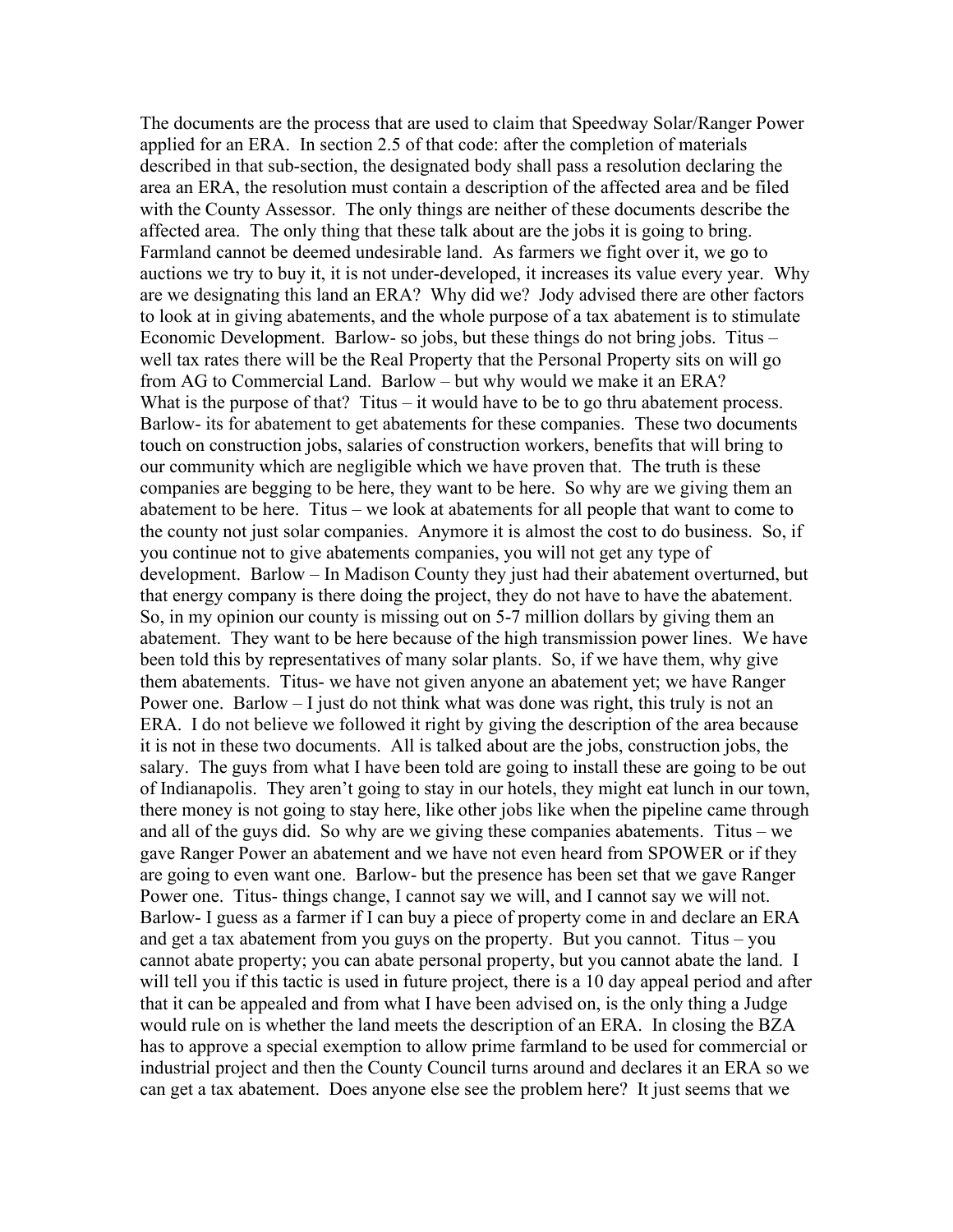The documents are the process that are used to claim that Speedway Solar/Ranger Power applied for an ERA. In section 2.5 of that code: after the completion of materials described in that sub-section, the designated body shall pass a resolution declaring the area an ERA, the resolution must contain a description of the affected area and be filed with the County Assessor. The only things are neither of these documents describe the affected area. The only thing that these talk about are the jobs it is going to bring. Farmland cannot be deemed undesirable land. As farmers we fight over it, we go to auctions we try to buy it, it is not under-developed, it increases its value every year. Why are we designating this land an ERA? Why did we? Jody advised there are other factors to look at in giving abatements, and the whole purpose of a tax abatement is to stimulate Economic Development. Barlow- so jobs, but these things do not bring jobs. Titus – well tax rates there will be the Real Property that the Personal Property sits on will go from AG to Commercial Land. Barlow – but why would we make it an ERA? What is the purpose of that? Titus – it would have to be to go thru abatement process. Barlow- its for abatement to get abatements for these companies. These two documents touch on construction jobs, salaries of construction workers, benefits that will bring to our community which are negligible which we have proven that. The truth is these companies are begging to be here, they want to be here. So why are we giving them an abatement to be here. Titus – we look at abatements for all people that want to come to the county not just solar companies. Anymore it is almost the cost to do business. So, if you continue not to give abatements companies, you will not get any type of development. Barlow – In Madison County they just had their abatement overturned, but that energy company is there doing the project, they do not have to have the abatement. So, in my opinion our county is missing out on 5-7 million dollars by giving them an abatement. They want to be here because of the high transmission power lines. We have been told this by representatives of many solar plants. So, if we have them, why give them abatements. Titus- we have not given anyone an abatement yet; we have Ranger Power one. Barlow – I just do not think what was done was right, this truly is not an ERA. I do not believe we followed it right by giving the description of the area because it is not in these two documents. All is talked about are the jobs, construction jobs, the salary. The guys from what I have been told are going to install these are going to be out of Indianapolis. They aren't going to stay in our hotels, they might eat lunch in our town, there money is not going to stay here, like other jobs like when the pipeline came through and all of the guys did. So why are we giving these companies abatements. Titus – we gave Ranger Power an abatement and we have not even heard from SPOWER or if they are going to even want one. Barlow- but the presence has been set that we gave Ranger Power one. Titus- things change, I cannot say we will, and I cannot say we will not. Barlow- I guess as a farmer if I can buy a piece of property come in and declare an ERA and get a tax abatement from you guys on the property. But you cannot. Titus – you cannot abate property; you can abate personal property, but you cannot abate the land. I will tell you if this tactic is used in future project, there is a 10 day appeal period and after that it can be appealed and from what I have been advised on, is the only thing a Judge would rule on is whether the land meets the description of an ERA. In closing the BZA has to approve a special exemption to allow prime farmland to be used for commercial or industrial project and then the County Council turns around and declares it an ERA so we can get a tax abatement. Does anyone else see the problem here? It just seems that we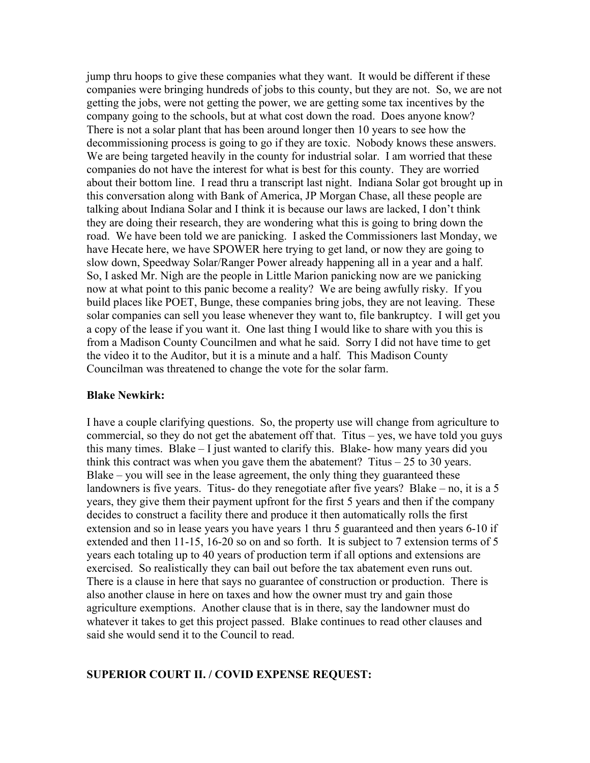jump thru hoops to give these companies what they want. It would be different if these companies were bringing hundreds of jobs to this county, but they are not. So, we are not getting the jobs, were not getting the power, we are getting some tax incentives by the company going to the schools, but at what cost down the road. Does anyone know? There is not a solar plant that has been around longer then 10 years to see how the decommissioning process is going to go if they are toxic. Nobody knows these answers. We are being targeted heavily in the county for industrial solar. I am worried that these companies do not have the interest for what is best for this county. They are worried about their bottom line. I read thru a transcript last night. Indiana Solar got brought up in this conversation along with Bank of America, JP Morgan Chase, all these people are talking about Indiana Solar and I think it is because our laws are lacked, I don't think they are doing their research, they are wondering what this is going to bring down the road. We have been told we are panicking. I asked the Commissioners last Monday, we have Hecate here, we have SPOWER here trying to get land, or now they are going to slow down, Speedway Solar/Ranger Power already happening all in a year and a half. So, I asked Mr. Nigh are the people in Little Marion panicking now are we panicking now at what point to this panic become a reality? We are being awfully risky. If you build places like POET, Bunge, these companies bring jobs, they are not leaving. These solar companies can sell you lease whenever they want to, file bankruptcy. I will get you a copy of the lease if you want it. One last thing I would like to share with you this is from a Madison County Councilmen and what he said. Sorry I did not have time to get the video it to the Auditor, but it is a minute and a half. This Madison County Councilman was threatened to change the vote for the solar farm.

**Blake Newkirk:**

I have a couple clarifying questions. So, the property use will change from agriculture to commercial, so they do not get the abatement off that. Titus – yes, we have told you guys this many times. Blake – I just wanted to clarify this. Blake- how many years did you think this contract was when you gave them the abatement? Titus – 25 to 30 years. Blake – you will see in the lease agreement, the only thing they guaranteed these landowners is five years. Titus- do they renegotiate after five years? Blake – no, it is a 5 years, they give them their payment upfront for the first 5 years and then if the company decides to construct a facility there and produce it then automatically rolls the first extension and so in lease years you have years 1 thru 5 guaranteed and then years 6-10 if extended and then 11-15, 16-20 so on and so forth. It is subject to 7 extension terms of 5 years each totaling up to 40 years of production term if all options and extensions are exercised. So realistically they can bail out before the tax abatement even runs out. There is a clause in here that says no guarantee of construction or production. There is also another clause in here on taxes and how the owner must try and gain those agriculture exemptions. Another clause that is in there, say the landowner must do whatever it takes to get this project passed. Blake continues to read other clauses and said she would send it to the Council to read.

**SUPERIOR COURT II. / COVID EXPENSE REQUEST:**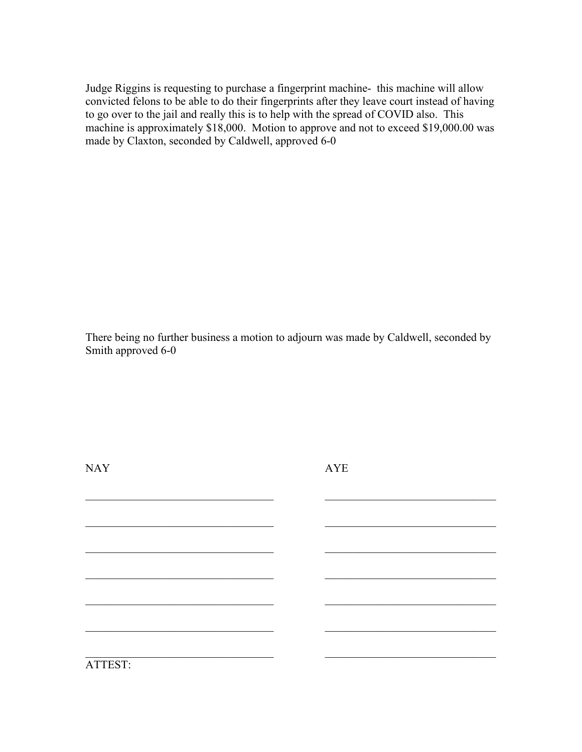Judge Riggins is requesting to purchase a fingerprint machine- this machine will allow convicted felons to be able to do their fingerprints after they leave court instead of having to go over to the jail and really this is to help with the spread of COVID also. This machine is approximately $18,000. Motion to approve and not to exceed $19,000.00 was made by Claxton, seconded by Caldwell, approved 6-0

There being no further business a motion to adjourn was made by Caldwell, seconded by Smith approved 6-0

| NAY | AYE |
| --- | --- |
| ______________________________ | ______________________________ |
| ______________________________ | ______________________________ |
| ______________________________ | ______________________________ |
| ______________________________ | ______________________________ |
| ______________________________ | ______________________________ |
| ______________________________ | ______________________________ |
| ______________________________ | ______________________________ |

ATTEST: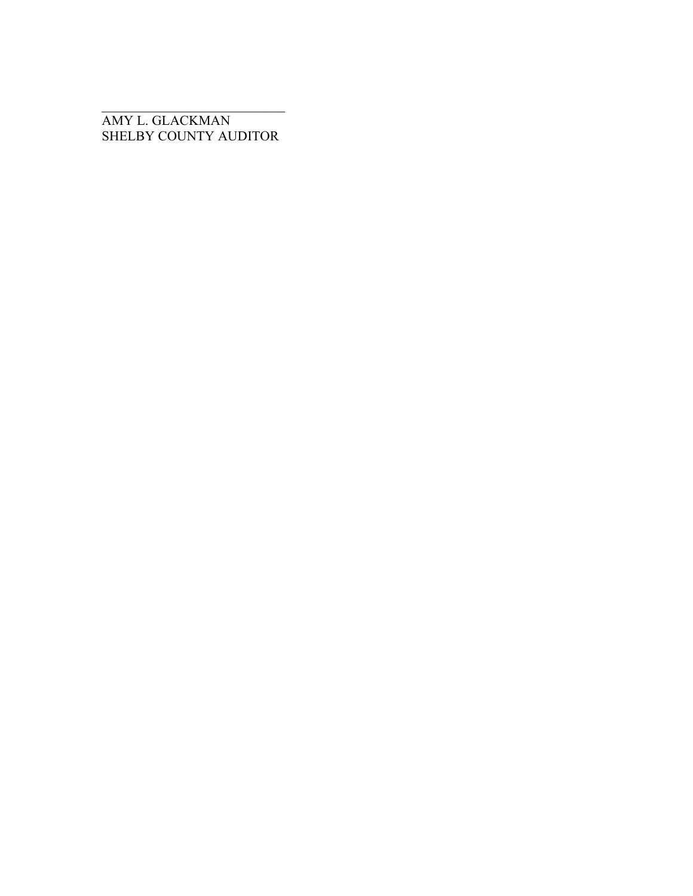\_\_\_\_\_\_\_\_\_\_\_\_\_\_\_\_\_\_\_\_\_\_\_\_\_\_\_\_\_

AMY L. GLACKMAN
SHELBY COUNTY AUDITOR